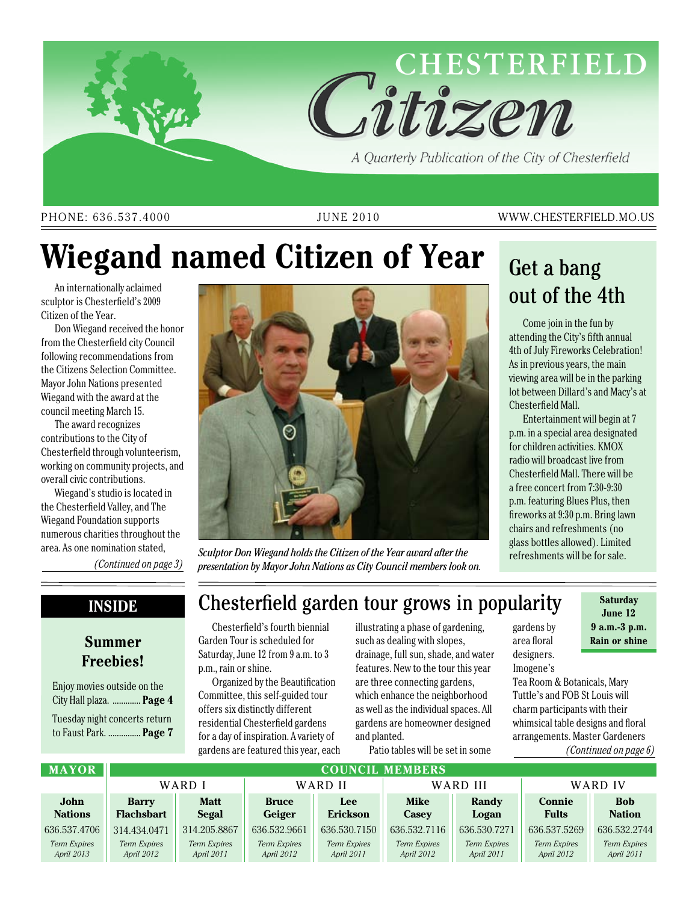# CHESTERFIELD Citizen

*A Quarterly Publication of the City of Chesterfield*

PHONE: 636.537.4000 | JUNE 2010 | WWW.CHESTERFIELD.MO.US

# Wiegand named Citizen of Year

An internationally aclaimed sculptor is Chesterfield's 2009 Citizen of the Year.

Don Wiegand received the honor from the Chesterfield city Council following recommendations from the Citizens Selection Committee. Mayor John Nations presented Wiegand with the award at the council meeting March 15.

The award recognizes contributions to the City of Chesterfield through volunteerism, working on community projects, and overall civic contributions.

Wiegand's studio is located in the Chesterfield Valley, and The Wiegand Foundation supports numerous charities throughout the area. As one nomination stated,

*(Continued on page 3)*

*Sculptor Don Wiegand holds the Citizen of the Year award after the presentation by Mayor John Nations as City Council members look on.*

## Get a bang out of the 4th

Come join in the fun by attending the City's fifth annual 4th of July Fireworks Celebration! As in previous years, the main viewing area will be in the parking lot between Dillard's and Macy's at Chesterfield Mall.

Entertainment will begin at 7 p.m. in a special area designated for children activities. KMOX radio will broadcast live from Chesterfield Mall. There will be a free concert from 7:30-9:30 p.m. featuring Blues Plus, then fireworks at 9:30 p.m. Bring lawn chairs and refreshments (no glass bottles allowed). Limited refreshments will be for sale.

## Chesterfield garden tour grows in popularity

**Saturday June 12**
**9 a.m.-3 p.m.**
**Rain or shine**

Chesterfield's fourth biennial Garden Tour is scheduled for Saturday, June 12 from 9 a.m. to 3 p.m., rain or shine.

Organized by the Beautification Committee, this self-guided tour offers six distinctly different residential Chesterfield gardens for a day of inspiration. A variety of gardens are featured this year, each illustrating a phase of gardening, such as dealing with slopes, drainage, full sun, shade, and water features. New to the tour this year are three connecting gardens, which enhance the neighborhood as well as the individual spaces. All gardens are homeowner designed and planted.

Patio tables will be set in some gardens by area floral designers. Imogene's Tea Room & Botanicals, Mary Tuttle's and FOB St Louis will charm participants with their whimsical table designs and floral arrangements. Master Gardeners

*(Continued on page 6)*

## INSIDE

### Summer Freebies!

Enjoy movies outside on the City Hall plaza. ............. **Page 4**

Tuesday night concerts return to Faust Park. ............... **Page 7**

| MAYOR | COUNCIL MEMBERS | | | | | | | |
|---|---|---|---|---|---|---|---|---|
| | WARD I | | WARD II | | WARD III | | WARD IV | |
| **John Nations** | **Barry Flachsbart** | **Matt Segal** | **Bruce Geiger** | **Lee Erickson** | **Mike Casey** | **Randy Logan** | **Connie Fults** | **Bob Nation** |
| 636.537.4706 | 314.434.0471 | 314.205.8867 | 636.532.9661 | 636.530.7150 | 636.532.7116 | 636.530.7271 | 636.537.5269 | 636.532.2744 |
| *Term Expires April 2013* | *Term Expires April 2012* | *Term Expires April 2011* | *Term Expires April 2012* | *Term Expires April 2011* | *Term Expires April 2012* | *Term Expires April 2011* | *Term Expires April 2012* | *Term Expires April 2011* |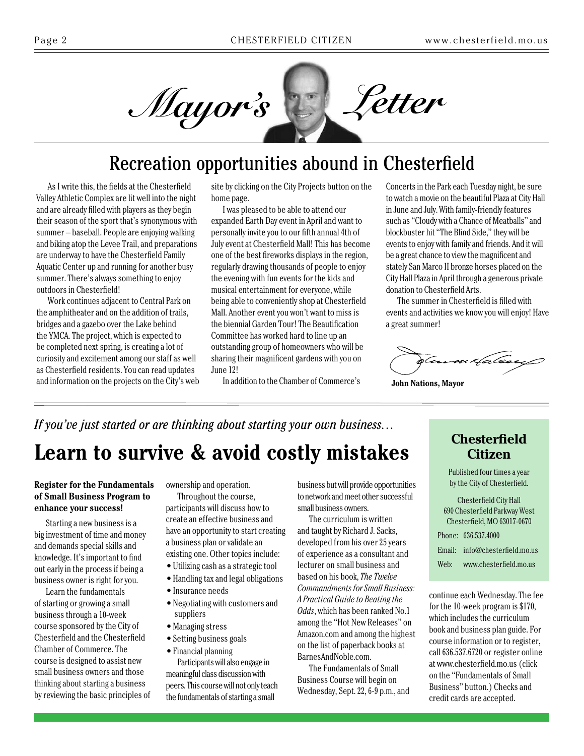# Mayor's Letter

## Recreation opportunities abound in Chesterfield

As I write this, the fields at the Chesterfield Valley Athletic Complex are lit well into the night and are already filled with players as they begin their season of the sport that's synonymous with summer – baseball. People are enjoying walking and biking atop the Levee Trail, and preparations are underway to have the Chesterfield Family Aquatic Center up and running for another busy summer. There's always something to enjoy outdoors in Chesterfield!

Work continues adjacent to Central Park on the amphitheater and on the addition of trails, bridges and a gazebo over the Lake behind the YMCA. The project, which is expected to be completed next spring, is creating a lot of curiosity and excitement among our staff as well as Chesterfield residents. You can read updates and information on the projects on the City's web site by clicking on the City Projects button on the home page.

I was pleased to be able to attend our expanded Earth Day event in April and want to personally invite you to our fifth annual 4th of July event at Chesterfield Mall! This has become one of the best fireworks displays in the region, regularly drawing thousands of people to enjoy the evening with fun events for the kids and musical entertainment for everyone, while being able to conveniently shop at Chesterfield Mall. Another event you won't want to miss is the biennial Garden Tour! The Beautification Committee has worked hard to line up an outstanding group of homeowners who will be sharing their magnificent gardens with you on June 12!

In addition to the Chamber of Commerce's Concerts in the Park each Tuesday night, be sure to watch a movie on the beautiful Plaza at City Hall in June and July. With family-friendly features such as "Cloudy with a Chance of Meatballs" and blockbuster hit "The Blind Side," they will be events to enjoy with family and friends. And it will be a great chance to view the magnificent and stately San Marco II bronze horses placed on the City Hall Plaza in April through a generous private donation to Chesterfield Arts.

The summer in Chesterfield is filled with events and activities we know you will enjoy! Have a great summer!

**John Nations, Mayor**

---

*If you've just started or are thinking about starting your own business…*

# Learn to survive & avoid costly mistakes

**Register for the Fundamentals of Small Business Program to enhance your success!**

Starting a new business is a big investment of time and money and demands special skills and knowledge. It's important to find out early in the process if being a business owner is right for you.

Learn the fundamentals of starting or growing a small business through a 10-week course sponsored by the City of Chesterfield and the Chesterfield Chamber of Commerce. The course is designed to assist new small business owners and those thinking about starting a business by reviewing the basic principles of ownership and operation.

Throughout the course, participants will discuss how to create an effective business and have an opportunity to start creating a business plan or validate an existing one. Other topics include:

- Utilizing cash as a strategic tool
- Handling tax and legal obligations
- Insurance needs
- Negotiating with customers and suppliers
- Managing stress
- Setting business goals
- Financial planning

Participants will also engage in meaningful class discussion with peers. This course will not only teach the fundamentals of starting a small business but will provide opportunities to network and meet other successful small business owners.

The curriculum is written and taught by Richard J. Sacks, developed from his over 25 years of experience as a consultant and lecturer on small business and based on his book, *The Twelve Commandments for Small Business: A Practical Guide to Beating the Odds*, which has been ranked No.1 among the "Hot New Releases" on Amazon.com and among the highest on the list of paperback books at BarnesAndNoble.com.

The Fundamentals of Small Business Course will begin on Wednesday, Sept. 22, 6-9 p.m., and continue each Wednesday. The fee for the 10-week program is $170, which includes the curriculum book and business plan guide. For course information or to register, call 636.537.6720 or register online at www.chesterfield.mo.us (click on the "Fundamentals of Small Business" button.) Checks and credit cards are accepted.

---

**Chesterfield Citizen**

Published four times a year by the City of Chesterfield.

Chesterfield City Hall
690 Chesterfield Parkway West
Chesterfield, MO 63017-0670

Phone: 636.537.4000
Email: info@chesterfield.mo.us
Web: www.chesterfield.mo.us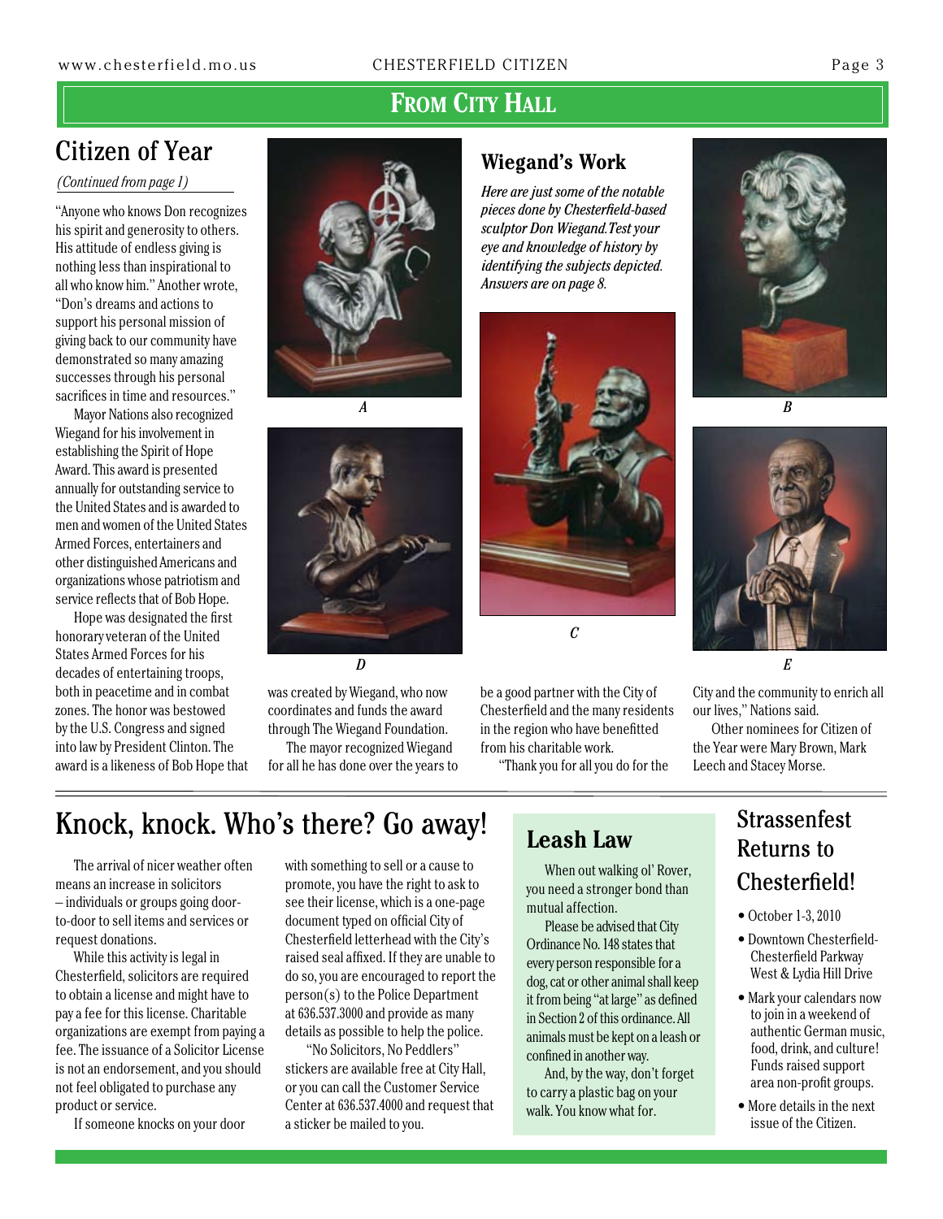## From City Hall

## Citizen of Year

*(Continued from page 1)*

"Anyone who knows Don recognizes his spirit and generosity to others. His attitude of endless giving is nothing less than inspirational to all who know him." Another wrote, "Don's dreams and actions to support his personal mission of giving back to our community have demonstrated so many amazing successes through his personal sacrifices in time and resources."

Mayor Nations also recognized Wiegand for his involvement in establishing the Spirit of Hope Award. This award is presented annually for outstanding service to the United States and is awarded to men and women of the United States Armed Forces, entertainers and other distinguished Americans and organizations whose patriotism and service reflects that of Bob Hope.

Hope was designated the first honorary veteran of the United States Armed Forces for his decades of entertaining troops, both in peacetime and in combat zones. The honor was bestowed by the U.S. Congress and signed into law by President Clinton. The award is a likeness of Bob Hope that was created by Wiegand, who now coordinates and funds the award through The Wiegand Foundation.

The mayor recognized Wiegand for all he has done over the years to be a good partner with the City of Chesterfield and the many residents in the region who have benefitted from his charitable work.

"Thank you for all you do for the City and the community to enrich all our lives," Nations said.

Other nominees for Citizen of the Year were Mary Brown, Mark Leech and Stacey Morse.

### Wiegand's Work

*Here are just some of the notable pieces done by Chesterfield-based sculptor Don Wiegand. Test your eye and knowledge of history by identifying the subjects depicted. Answers are on page 8.*

*A*

*B*

*C*

*D*

*E*

## Knock, knock. Who's there? Go away!

The arrival of nicer weather often means an increase in solicitors – individuals or groups going door-to-door to sell items and services or request donations.

While this activity is legal in Chesterfield, solicitors are required to obtain a license and might have to pay a fee for this license. Charitable organizations are exempt from paying a fee. The issuance of a Solicitor License is not an endorsement, and you should not feel obligated to purchase any product or service.

If someone knocks on your door with something to sell or a cause to promote, you have the right to ask to see their license, which is a one-page document typed on official City of Chesterfield letterhead with the City's raised seal affixed. If they are unable to do so, you are encouraged to report the person(s) to the Police Department at 636.537.3000 and provide as many details as possible to help the police.

"No Solicitors, No Peddlers" stickers are available free at City Hall, or you can call the Customer Service Center at 636.537.4000 and request that a sticker be mailed to you.

## Leash Law

When out walking ol' Rover, you need a stronger bond than mutual affection.

Please be advised that City Ordinance No. 148 states that every person responsible for a dog, cat or other animal shall keep it from being "at large" as defined in Section 2 of this ordinance. All animals must be kept on a leash or confined in another way.

And, by the way, don't forget to carry a plastic bag on your walk. You know what for.

## Strassenfest Returns to Chesterfield!

- October 1-3, 2010
- Downtown Chesterfield-Chesterfield Parkway West & Lydia Hill Drive
- Mark your calendars now to join in a weekend of authentic German music, food, drink, and culture! Funds raised support area non-profit groups.
- More details in the next issue of the Citizen.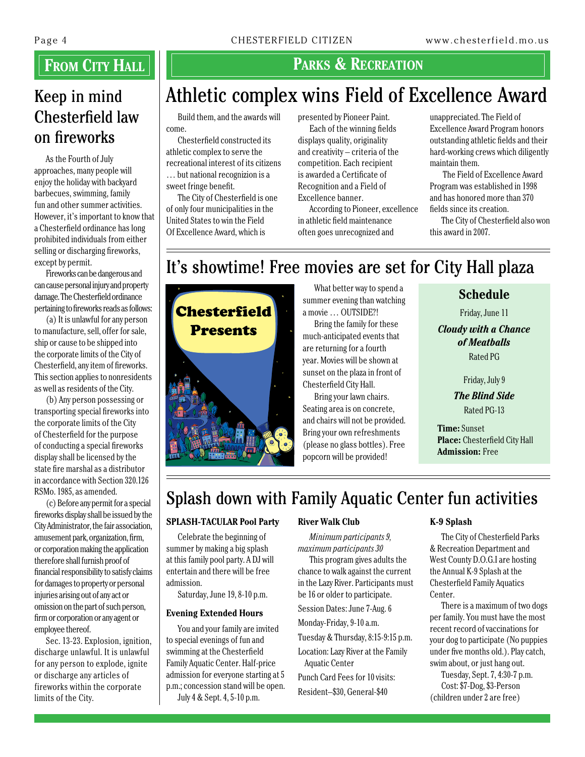## From City Hall

# Keep in mind Chesterfield law on fireworks

As the Fourth of July approaches, many people will enjoy the holiday with backyard barbecues, swimming, family fun and other summer activities. However, it's important to know that a Chesterfield ordinance has long prohibited individuals from either selling or discharging fireworks, except by permit.

Fireworks can be dangerous and can cause personal injury and property damage. The Chesterfield ordinance pertaining to fireworks reads as follows:

(a) It is unlawful for any person to manufacture, sell, offer for sale, ship or cause to be shipped into the corporate limits of the City of Chesterfield, any item of fireworks. This section applies to nonresidents as well as residents of the City.

(b) Any person possessing or transporting special fireworks into the corporate limits of the City of Chesterfield for the purpose of conducting a special fireworks display shall be licensed by the state fire marshal as a distributor in accordance with Section 320.126 RSMo. 1985, as amended.

(c) Before any permit for a special fireworks display shall be issued by the City Administrator, the fair association, amusement park, organization, firm, or corporation making the application therefore shall furnish proof of financial responsibility to satisfy claims for damages to property or personal injuries arising out of any act or omission on the part of such person, firm or corporation or any agent or employee thereof.

Sec. 13-23. Explosion, ignition, discharge unlawful. It is unlawful for any person to explode, ignite or discharge any articles of fireworks within the corporate limits of the City.

## Parks & Recreation

# Athletic complex wins Field of Excellence Award

Build them, and the awards will come.

Chesterfield constructed its athletic complex to serve the recreational interest of its citizens … but national recognizion is a sweet fringe benefit.

The City of Chesterfield is one of only four municipalities in the United States to win the Field Of Excellence Award, which is presented by Pioneer Paint.

Each of the winning fields displays quality, originality and creativity – criteria of the competition. Each recipient is awarded a Certificate of Recognition and a Field of Excellence banner.

According to Pioneer, excellence in athletic field maintenance often goes unrecognized and unappreciated. The Field of Excellence Award Program honors outstanding athletic fields and their hard-working crews which diligently maintain them.

The Field of Excellence Award Program was established in 1998 and has honored more than 370 fields since its creation.

The City of Chesterfield also won this award in 2007.

# It's showtime! Free movies are set for City Hall plaza

Chesterfield Presents

What better way to spend a summer evening than watching a movie … OUTSIDE?!

Bring the family for these much-anticipated events that are returning for a fourth year. Movies will be shown at sunset on the plaza in front of Chesterfield City Hall.

Bring your lawn chairs. Seating area is on concrete, and chairs will not be provided. Bring your own refreshments (please no glass bottles). Free popcorn will be provided!

### Schedule

Friday, June 11
***Cloudy with a Chance of Meatballs***
Rated PG

Friday, July 9
***The Blind Side***
Rated PG-13

**Time:** Sunset
**Place:** Chesterfield City Hall
**Admission:** Free

# Splash down with Family Aquatic Center fun activities

**SPLASH-TACULAR Pool Party**

Celebrate the beginning of summer by making a big splash at this family pool party. A DJ will entertain and there will be free admission.

Saturday, June 19, 8-10 p.m.

**Evening Extended Hours**

You and your family are invited to special evenings of fun and swimming at the Chesterfield Family Aquatic Center. Half-price admission for everyone starting at 5 p.m.; concession stand will be open.

July 4 & Sept. 4, 5-10 p.m.

**River Walk Club**

*Minimum participants 9, maximum participants 30*

This program gives adults the chance to walk against the current in the Lazy River. Participants must be 16 or older to participate.

Session Dates: June 7-Aug. 6

Monday-Friday, 9-10 a.m.

Tuesday & Thursday, 8:15-9:15 p.m.

Location: Lazy River at the Family Aquatic Center

Punch Card Fees for 10 visits:

Resident–$30, General-$40

**K-9 Splash**

The City of Chesterfield Parks & Recreation Department and West County D.O.G.I are hosting the Annual K-9 Splash at the Chesterfield Family Aquatics Center.

There is a maximum of two dogs per family. You must have the most recent record of vaccinations for your dog to participate (No puppies under five months old.). Play catch, swim about, or just hang out.

Tuesday, Sept. 7, 4:30-7 p.m.

Cost: $7-Dog, $3-Person (children under 2 are free)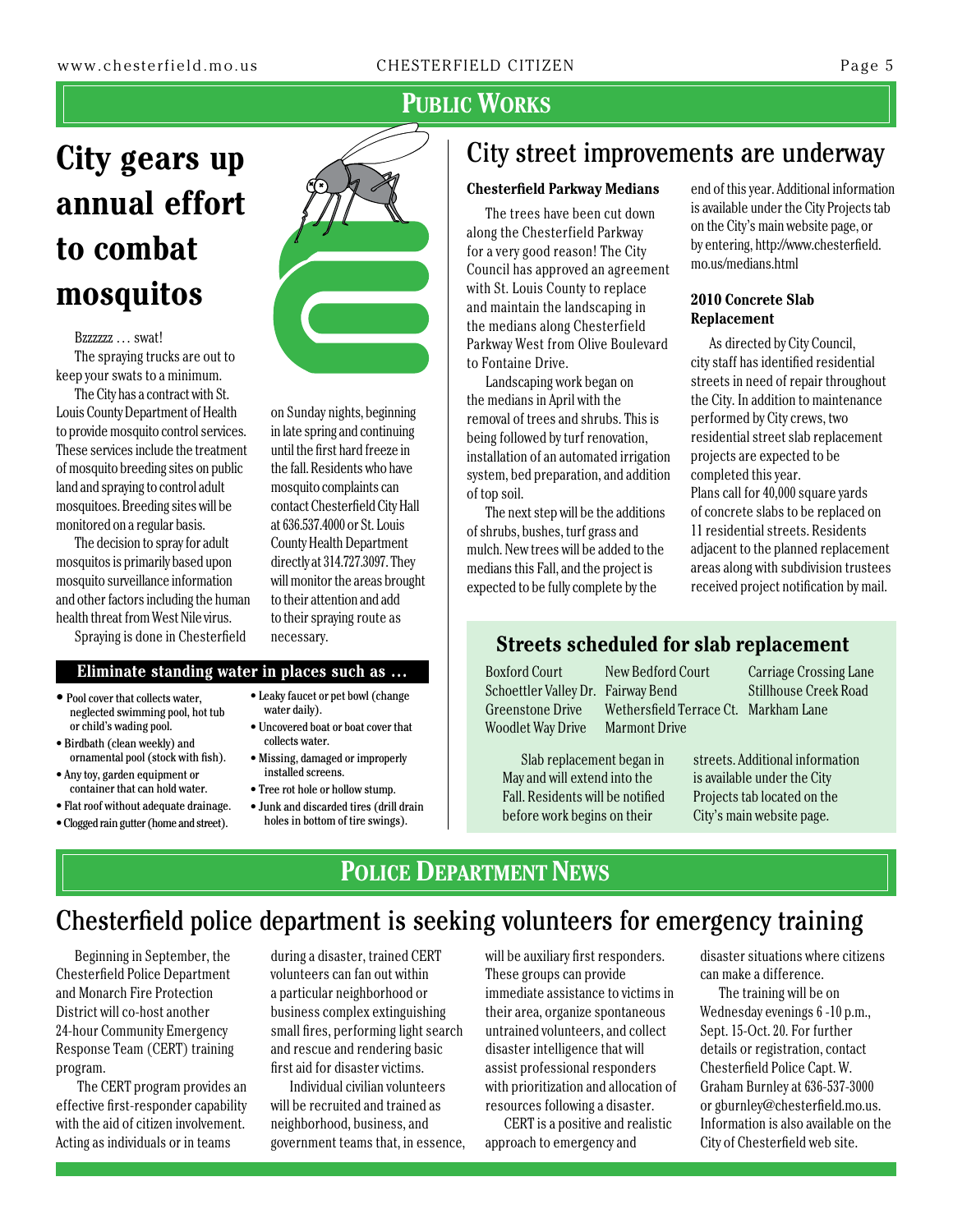# PUBLIC WORKS

## City gears up annual effort to combat mosquitos

Bzzzzzz … swat!

The spraying trucks are out to keep your swats to a minimum.

The City has a contract with St. Louis County Department of Health to provide mosquito control services. These services include the treatment of mosquito breeding sites on public land and spraying to control adult mosquitoes. Breeding sites will be monitored on a regular basis.

The decision to spray for adult mosquitos is primarily based upon mosquito surveillance information and other factors including the human health threat from West Nile virus.

Spraying is done in Chesterfield on Sunday nights, beginning in late spring and continuing until the first hard freeze in the fall. Residents who have mosquito complaints can contact Chesterfield City Hall at 636.537.4000 or St. Louis County Health Department directly at 314.727.3097. They will monitor the areas brought to their attention and add to their spraying route as necessary.

### Eliminate standing water in places such as …

- Pool cover that collects water, neglected swimming pool, hot tub or child's wading pool.
- Birdbath (clean weekly) and ornamental pool (stock with fish).
- Any toy, garden equipment or container that can hold water.
- Flat roof without adequate drainage.
- Clogged rain gutter (home and street).
- Leaky faucet or pet bowl (change water daily).
- Uncovered boat or boat cover that collects water.
- Missing, damaged or improperly installed screens.
- Tree rot hole or hollow stump.
- Junk and discarded tires (drill drain holes in bottom of tire swings).

## City street improvements are underway

### Chesterfield Parkway Medians

The trees have been cut down along the Chesterfield Parkway for a very good reason! The City Council has approved an agreement with St. Louis County to replace and maintain the landscaping in the medians along Chesterfield Parkway West from Olive Boulevard to Fontaine Drive.

Landscaping work began on the medians in April with the removal of trees and shrubs. This is being followed by turf renovation, installation of an automated irrigation system, bed preparation, and addition of top soil.

The next step will be the additions of shrubs, bushes, turf grass and mulch. New trees will be added to the medians this Fall, and the project is expected to be fully complete by the end of this year. Additional information is available under the City Projects tab on the City's main website page, or by entering, http://www.chesterfield.mo.us/medians.html

### 2010 Concrete Slab Replacement

As directed by City Council, city staff has identified residential streets in need of repair throughout the City. In addition to maintenance performed by City crews, two residential street slab replacement projects are expected to be completed this year.

Plans call for 40,000 square yards of concrete slabs to be replaced on 11 residential streets. Residents adjacent to the planned replacement areas along with subdivision trustees received project notification by mail.

### Streets scheduled for slab replacement

| | | |
|---|---|---|
| Boxford Court | New Bedford Court | Carriage Crossing Lane |
| Schoettler Valley Dr. | Fairway Bend | Stillhouse Creek Road |
| Greenstone Drive | Wethersfield Terrace Ct. | Markham Lane |
| Woodlet Way Drive | Marmont Drive | |

Slab replacement began in May and will extend into the Fall. Residents will be notified before work begins on their streets. Additional information is available under the City Projects tab located on the City's main website page.

# POLICE DEPARTMENT NEWS

## Chesterfield police department is seeking volunteers for emergency training

Beginning in September, the Chesterfield Police Department and Monarch Fire Protection District will co-host another 24-hour Community Emergency Response Team (CERT) training program.

The CERT program provides an effective first-responder capability with the aid of citizen involvement. Acting as individuals or in teams during a disaster, trained CERT volunteers can fan out within a particular neighborhood or business complex extinguishing small fires, performing light search and rescue and rendering basic first aid for disaster victims.

Individual civilian volunteers will be recruited and trained as neighborhood, business, and government teams that, in essence, will be auxiliary first responders. These groups can provide immediate assistance to victims in their area, organize spontaneous untrained volunteers, and collect disaster intelligence that will assist professional responders with prioritization and allocation of resources following a disaster.

CERT is a positive and realistic approach to emergency and disaster situations where citizens can make a difference.

The training will be on Wednesday evenings 6 -10 p.m., Sept. 15-Oct. 20. For further details or registration, contact Chesterfield Police Capt. W. Graham Burnley at 636-537-3000 or gburnley@chesterfield.mo.us. Information is also available on the City of Chesterfield web site.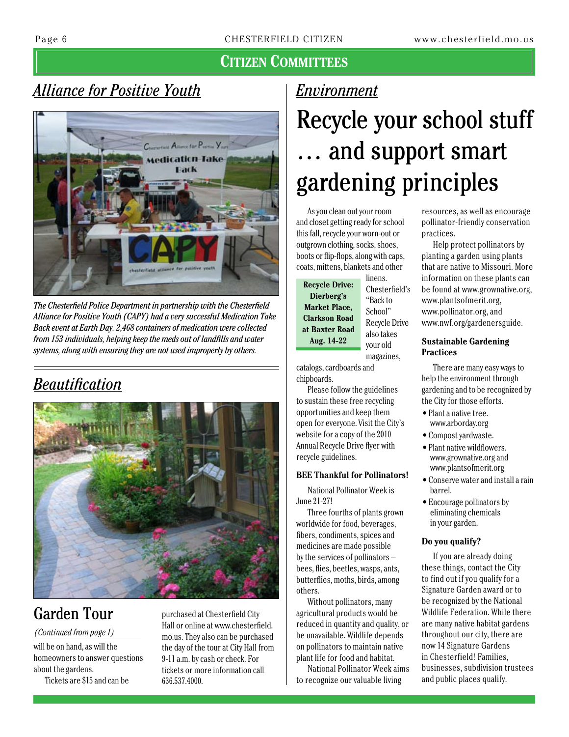## Citizen Committees

### *Alliance for Positive Youth*

*The Chesterfield Police Department in partnership with the Chesterfield Alliance for Positive Youth (CAPY) had a very successful Medication Take Back event at Earth Day. 2,468 containers of medication were collected from 153 individuals, helping keep the meds out of landfills and water systems, along with ensuring they are not used improperly by others.*

### *Beautification*

## Garden Tour

*(Continued from page 1)*

will be on hand, as will the homeowners to answer questions about the gardens.

Tickets are $15 and can be purchased at Chesterfield City Hall or online at www.chesterfield.mo.us. They also can be purchased the day of the tour at City Hall from 9-11 a.m. by cash or check. For tickets or more information call 636.537.4000.

### *Environment*

# Recycle your school stuff … and support smart gardening principles

As you clean out your room and closet getting ready for school this fall, recycle your worn-out or outgrown clothing, socks, shoes, boots or flip-flops, along with caps, coats, mittens, blankets and other linens. Chesterfield's "Back to School" Recycle Drive also takes your old magazines, catalogs, cardboards and chipboards.

**Recycle Drive: Dierberg's Market Place, Clarkson Road at Baxter Road Aug. 14-22**

Please follow the guidelines to sustain these free recycling opportunities and keep them open for everyone. Visit the City's website for a copy of the 2010 Annual Recycle Drive flyer with recycle guidelines.

**BEE Thankful for Pollinators!**

National Pollinator Week is June 21-27!

Three fourths of plants grown worldwide for food, beverages, fibers, condiments, spices and medicines are made possible by the services of pollinators – bees, flies, beetles, wasps, ants, butterflies, moths, birds, among others.

Without pollinators, many agricultural products would be reduced in quantity and quality, or be unavailable. Wildlife depends on pollinators to maintain native plant life for food and habitat.

National Pollinator Week aims to recognize our valuable living resources, as well as encourage pollinator-friendly conservation practices.

Help protect pollinators by planting a garden using plants that are native to Missouri. More information on these plants can be found at www.grownative.org, www.plantsofmerit.org, www.pollinator.org, and www.nwf.org/gardenersguide.

**Sustainable Gardening Practices**

There are many easy ways to help the environment through gardening and to be recognized by the City for those efforts.

- Plant a native tree. www.arborday.org
- Compost yardwaste.
- Plant native wildflowers. www.grownative.org and www.plantsofmerit.org
- Conserve water and install a rain barrel.
- Encourage pollinators by eliminating chemicals in your garden.

**Do you qualify?**

If you are already doing these things, contact the City to find out if you qualify for a Signature Garden award or to be recognized by the National Wildlife Federation. While there are many native habitat gardens throughout our city, there are now 14 Signature Gardens in Chesterfield! Families, businesses, subdivision trustees and public places qualify.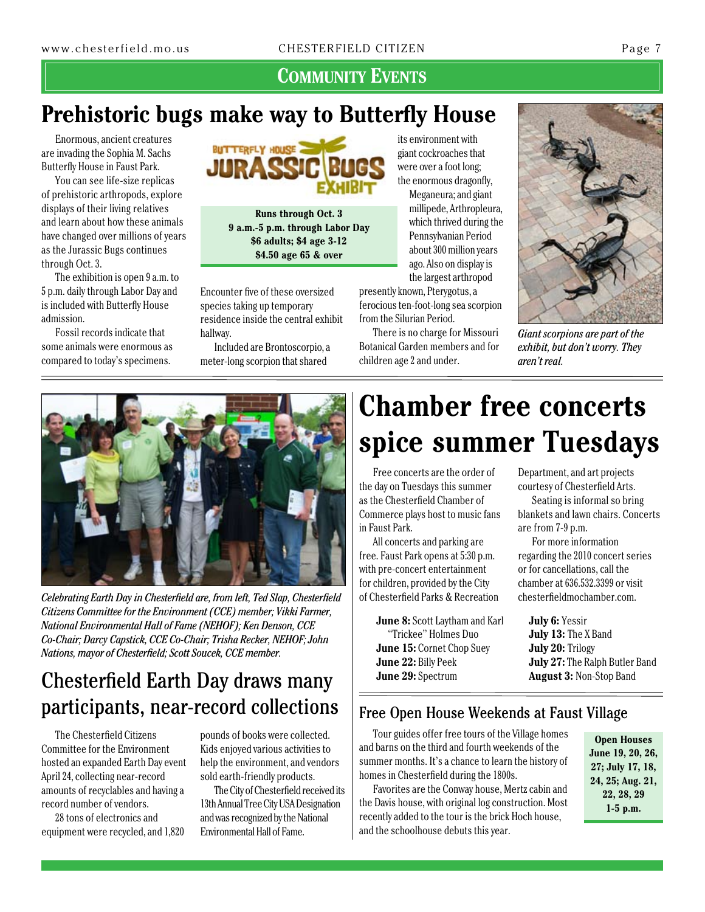## Community Events

# Prehistoric bugs make way to Butterfly House

Enormous, ancient creatures are invading the Sophia M. Sachs Butterfly House in Faust Park.

You can see life-size replicas of prehistoric arthropods, explore displays of their living relatives and learn about how these animals have changed over millions of years as the Jurassic Bugs continues through Oct. 3.

The exhibition is open 9 a.m. to 5 p.m. daily through Labor Day and is included with Butterfly House admission.

Fossil records indicate that some animals were enormous as compared to today's specimens.

BUTTERFLY HOUSE JURASSIC BUGS EXHIBIT

**Runs through Oct. 3**
**9 a.m.-5 p.m. through Labor Day**
**$6 adults; $4 age 3-12**
**$4.50 age 65 & over**

Encounter five of these oversized species taking up temporary residence inside the central exhibit hallway.

Included are Brontoscorpio, a meter-long scorpion that shared its environment with giant cockroaches that were over a foot long; the enormous dragonfly, Meganeura; and giant millipede, Arthropleura, which thrived during the Pennsylvanian Period about 300 million years ago. Also on display is the largest arthropod presently known, Pterygotus, a ferocious ten-foot-long sea scorpion from the Silurian Period.

There is no charge for Missouri Botanical Garden members and for children age 2 and under.

*Giant scorpions are part of the exhibit, but don't worry. They aren't real.*

*Celebrating Earth Day in Chesterfield are, from left, Ted Slap, Chesterfield Citizens Committee for the Environment (CCE) member; Vikki Farmer, National Environmental Hall of Fame (NEHOF); Ken Denson, CCE Co-Chair; Darcy Capstick, CCE Co-Chair; Trisha Recker, NEHOF; John Nations, mayor of Chesterfield; Scott Soucek, CCE member.*

## Chesterfield Earth Day draws many participants, near-record collections

The Chesterfield Citizens Committee for the Environment hosted an expanded Earth Day event April 24, collecting near-record amounts of recyclables and having a record number of vendors.

28 tons of electronics and equipment were recycled, and 1,820 pounds of books were collected. Kids enjoyed various activities to help the environment, and vendors sold earth-friendly products.

The City of Chesterfield received its 13th Annual Tree City USA Designation and was recognized by the National Environmental Hall of Fame.

# Chamber free concerts spice summer Tuesdays

Free concerts are the order of the day on Tuesdays this summer as the Chesterfield Chamber of Commerce plays host to music fans in Faust Park.

All concerts and parking are free. Faust Park opens at 5:30 p.m. with pre-concert entertainment for children, provided by the City of Chesterfield Parks & Recreation Department, and art projects courtesy of Chesterfield Arts.

Seating is informal so bring blankets and lawn chairs. Concerts are from 7-9 p.m.

For more information regarding the 2010 concert series or for cancellations, call the chamber at 636.532.3399 or visit chesterfieldmochamber.com.

**June 8:** Scott Laytham and Karl "Trickee" Holmes Duo
**June 15:** Cornet Chop Suey
**June 22:** Billy Peek
**June 29:** Spectrum
**July 6:** Yessir
**July 13:** The X Band
**July 20:** Trilogy
**July 27:** The Ralph Butler Band
**August 3:** Non-Stop Band

## Free Open House Weekends at Faust Village

Tour guides offer free tours of the Village homes and barns on the third and fourth weekends of the summer months. It's a chance to learn the history of homes in Chesterfield during the 1800s.

Favorites are the Conway house, Mertz cabin and the Davis house, with original log construction. Most recently added to the tour is the brick Hoch house, and the schoolhouse debuts this year.

**Open Houses**
**June 19, 20, 26, 27; July 17, 18, 24, 25; Aug. 21, 22, 28, 29**
**1-5 p.m.**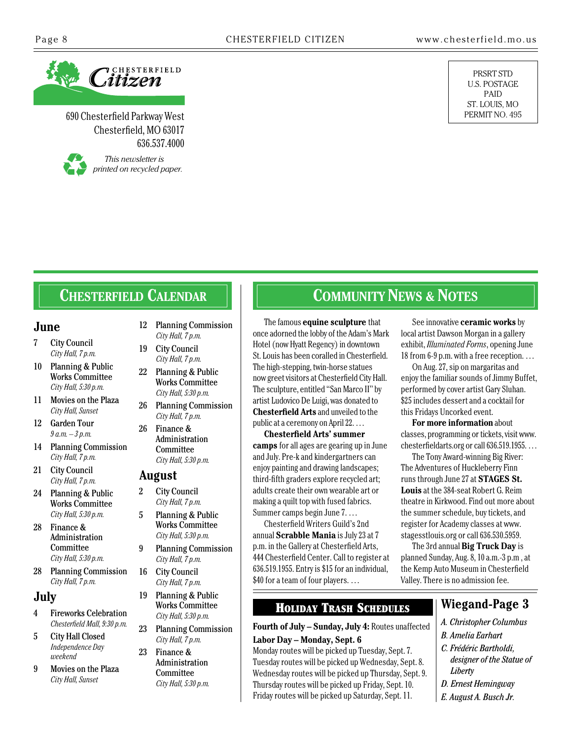CHESTERFIELD Citizen

690 Chesterfield Parkway West
Chesterfield, MO 63017
636.537.4000

*This newsletter is printed on recycled paper.*

PRSRT STD
U.S. POSTAGE
PAID
ST. LOUIS, MO
PERMIT NO. 495

## Chesterfield Calendar

### June

- 7 City Council
  *City Hall, 7 p.m.*
- 10 Planning & Public Works Committee
  *City Hall, 5:30 p.m.*
- 11 Movies on the Plaza
  *City Hall, Sunset*
- 12 Garden Tour
  *9 a.m. – 3 p.m.*
- 14 Planning Commission
  *City Hall, 7 p.m.*
- 21 City Council
  *City Hall, 7 p.m.*
- 24 Planning & Public Works Committee
  *City Hall, 5:30 p.m.*
- 28 Finance & Administration Committee
  *City Hall, 5:30 p.m.*
- 28 Planning Commission
  *City Hall, 7 p.m.*

### July

- 4 Fireworks Celebration
  *Chesterfield Mall, 9:30 p.m.*
- 5 City Hall Closed
  *Independence Day weekend*
- 9 Movies on the Plaza
  *City Hall, Sunset*
- 12 Planning Commission
  *City Hall, 7 p.m.*
- 19 City Council
  *City Hall, 7 p.m.*
- 22 Planning & Public Works Committee
  *City Hall, 5:30 p.m.*
- 26 Planning Commission
  *City Hall, 7 p.m.*
- 26 Finance & Administration Committee
  *City Hall, 5:30 p.m.*

### August

- 2 City Council
  *City Hall, 7 p.m.*
- 5 Planning & Public Works Committee
  *City Hall, 5:30 p.m.*
- 9 Planning Commission
  *City Hall, 7 p.m.*
- 16 City Council
  *City Hall, 7 p.m.*
- 19 Planning & Public Works Committee
  *City Hall, 5:30 p.m.*
- 23 Planning Commission
  *City Hall, 7 p.m.*
- 23 Finance & Administration Committee
  *City Hall, 5:30 p.m.*

## Community News & Notes

The famous **equine sculpture** that once adorned the lobby of the Adam's Mark Hotel (now Hyatt Regency) in downtown St. Louis has been coralled in Chesterfield. The high-stepping, twin-horse statues now greet visitors at Chesterfield City Hall. The sculpture, entitled "San Marco II" by artist Ludovico De Luigi, was donated to **Chesterfield Arts** and unveiled to the public at a ceremony on April 22. …

**Chesterfield Arts' summer camps** for all ages are gearing up in June and July. Pre-k and kindergartners can enjoy painting and drawing landscapes; third-fifth graders explore recycled art; adults create their own wearable art or making a quilt top with fused fabrics. Summer camps begin June 7. …

Chesterfield Writers Guild's 2nd annual **Scrabble Mania** is July 23 at 7 p.m. in the Gallery at Chesterfield Arts, 444 Chesterfield Center. Call to register at 636.519.1955. Entry is $15 for an individual, $40 for a team of four players. …

See innovative **ceramic works** by local artist Dawson Morgan in a gallery exhibit, *Illuminated Forms*, opening June 18 from 6-9 p.m. with a free reception. …

On Aug. 27, sip on margaritas and enjoy the familiar sounds of Jimmy Buffet, performed by cover artist Gary Sluhan. $25 includes dessert and a cocktail for this Fridays Uncorked event.

**For more information** about classes, programming or tickets, visit www.chesterfieldarts.org or call 636.519.1955. …

The Tony Award-winning Big River: The Adventures of Huckleberry Finn runs through June 27 at **STAGES St. Louis** at the 384-seat Robert G. Reim theatre in Kirkwood. Find out more about the summer schedule, buy tickets, and register for Academy classes at www.stagesstlouis.org or call 636.530.5959.

The 3rd annual **Big Truck Day** is planned Sunday, Aug. 8, 10 a.m.-3 p.m , at the Kemp Auto Museum in Chesterfield Valley. There is no admission fee.

## Holiday Trash Schedules

**Fourth of July – Sunday, July 4:** Routes unaffected

**Labor Day – Monday, Sept. 6**

Monday routes will be picked up Tuesday, Sept. 7.
Tuesday routes will be picked up Wednesday, Sept. 8.
Wednesday routes will be picked up Thursday, Sept. 9.
Thursday routes will be picked up Friday, Sept. 10.
Friday routes will be picked up Saturday, Sept. 11.

## Wiegand-Page 3

*A. Christopher Columbus*
*B. Amelia Earhart*
*C. Frédéric Bartholdi, designer of the Statue of Liberty*
*D. Ernest Hemingway*
*E. August A. Busch Jr.*